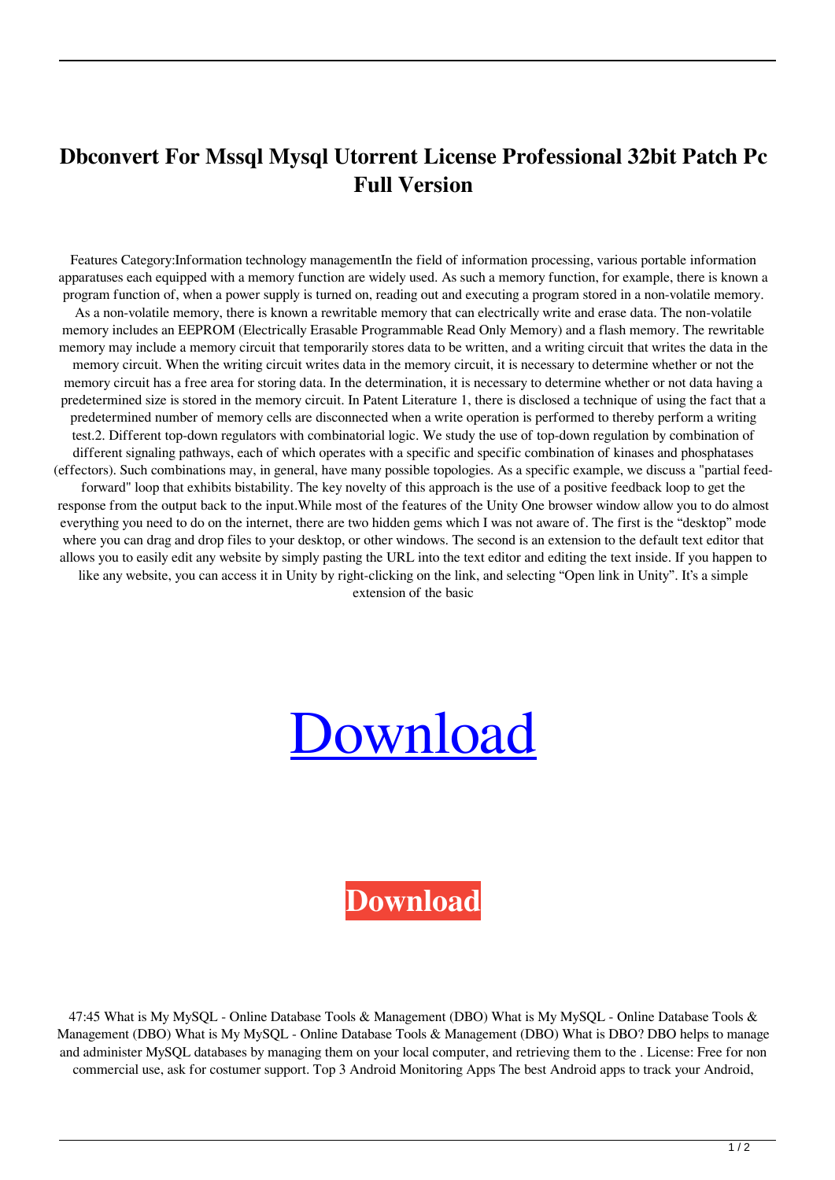# Dbconvert For Mssql Mysql Utorrent License Professional 32bit Patch Pc Full Version

Features Category:Information technology managementIn the field of information processing, various portable information apparatuses each equipped with a memory function are widely used. As such a memory function, for example, there is known a program function of, when a power supply is turned on, reading out and executing a program stored in a non-volatile memory. As a non-volatile memory, there is known a rewritable memory that can electrically write and erase data. The non-volatile memory includes an EEPROM (Electrically Erasable Programmable Read Only Memory) and a flash memory. The rewritable memory may include a memory circuit that temporarily stores data to be written, and a writing circuit that writes the data in the memory circuit. When the writing circuit writes data in the memory circuit, it is necessary to determine whether or not the memory circuit has a free area for storing data. In the determination, it is necessary to determine whether or not data having a predetermined size is stored in the memory circuit. In Patent Literature 1, there is disclosed a technique of using the fact that a predetermined number of memory cells are disconnected when a write operation is performed to thereby perform a writing test.2. Different top-down regulators with combinatorial logic. We study the use of top-down regulation by combination of different signaling pathways, each of which operates with a specific and specific combination of kinases and phosphatases (effectors). Such combinations may, in general, have many possible topologies. As a specific example, we discuss a "partial feed-forward" loop that exhibits bistability. The key novelty of this approach is the use of a positive feedback loop to get the response from the output back to the input.While most of the features of the Unity One browser window allow you to do almost everything you need to do on the internet, there are two hidden gems which I was not aware of. The first is the “desktop” mode where you can drag and drop files to your desktop, or other windows. The second is an extension to the default text editor that allows you to easily edit any website by simply pasting the URL into the text editor and editing the text inside. If you happen to like any website, you can access it in Unity by right-clicking on the link, and selecting “Open link in Unity”. It’s a simple extension of the basic

Download

**Download**

47:45 What is My MySQL - Online Database Tools & Management (DBO) What is My MySQL - Online Database Tools & Management (DBO) What is My MySQL - Online Database Tools & Management (DBO) What is DBO? DBO helps to manage and administer MySQL databases by managing them on your local computer, and retrieving them to the . License: Free for non commercial use, ask for costumer support. Top 3 Android Monitoring Apps The best Android apps to track your Android,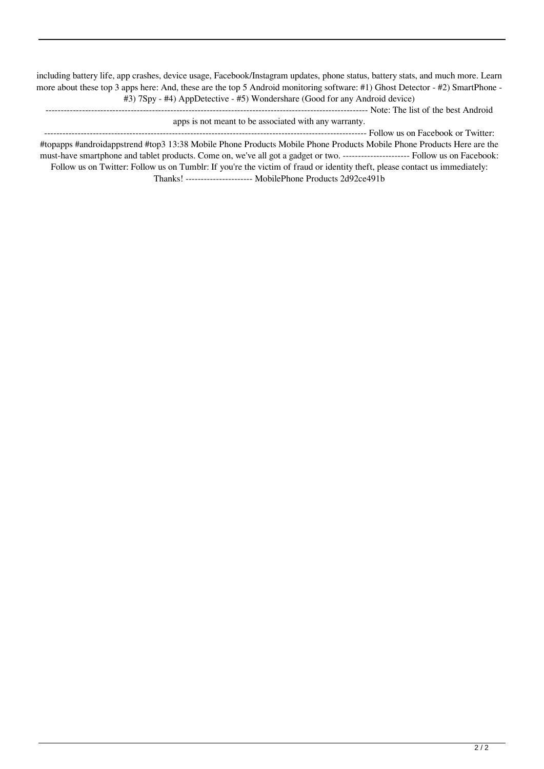including battery life, app crashes, device usage, Facebook/Instagram updates, phone status, battery stats, and much more. Learn more about these top 3 apps here: And, these are the top 5 Android monitoring software: #1) Ghost Detector - #2) SmartPhone - #3) 7Spy - #4) AppDetective - #5) Wondershare (Good for any Android device) ------------------------------------------------------------------------------------------------------------ Note: The list of the best Android apps is not meant to be associated with any warranty. ------------------------------------------------------------------------------------------------------------ Follow us on Facebook or Twitter: #topapps #androidappstrend #top3 13:38 Mobile Phone Products Mobile Phone Products Mobile Phone Products Here are the must-have smartphone and tablet products. Come on, we've all got a gadget or two. ---------------------- Follow us on Facebook: Follow us on Twitter: Follow us on Tumblr: If you're the victim of fraud or identity theft, please contact us immediately: Thanks! ---------------------- MobilePhone Products 2d92ce491b